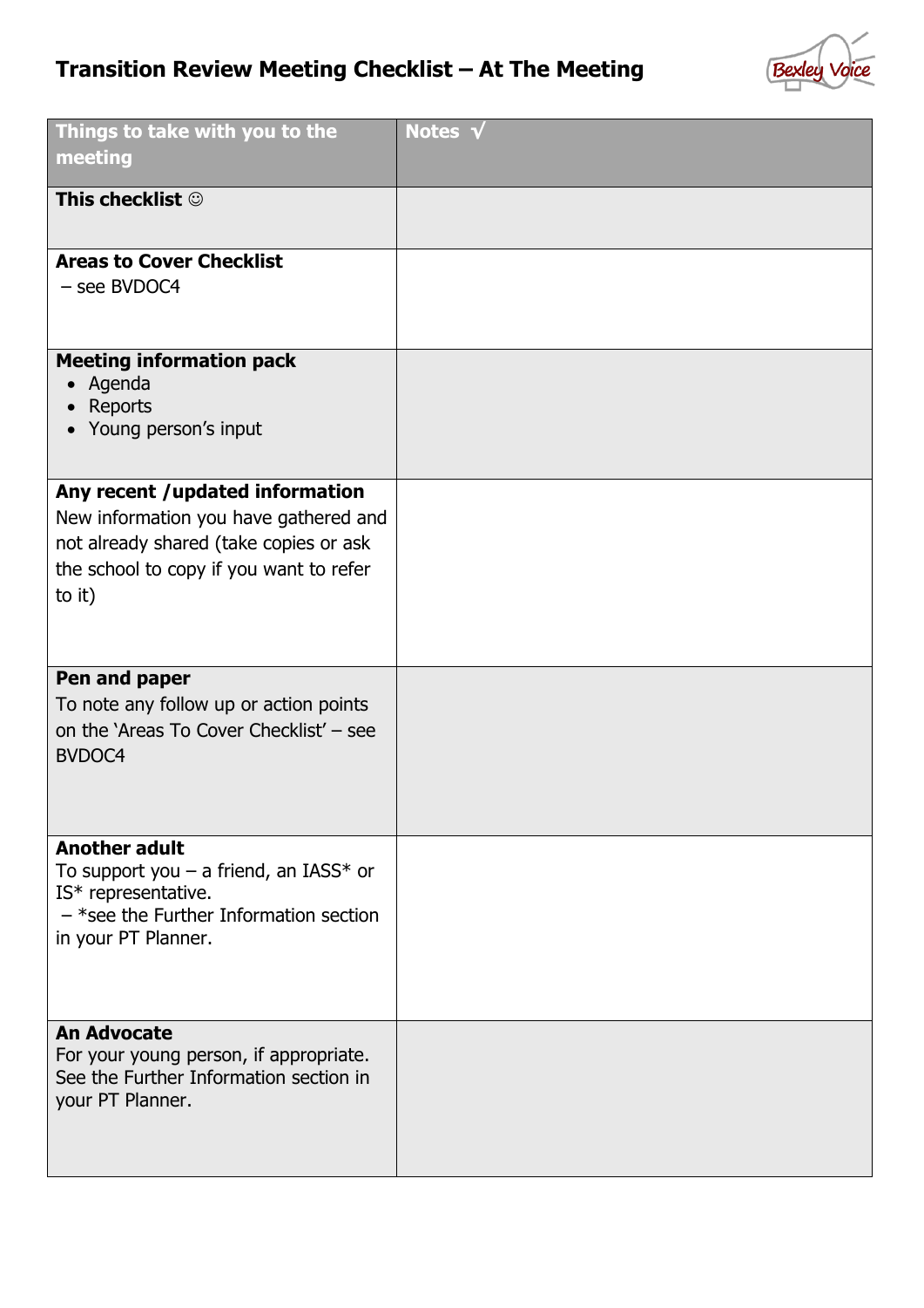# Transition Review Meeting Checklist – At The Meeting

| Things to take with you to the meeting | Notes √ |
|---|---|
| **This checklist** ☺ | |
| **Areas to Cover Checklist** – see BVDOC4 | |
| **Meeting information pack** <br>• Agenda <br>• Reports <br>• Young person's input | |
| **Any recent /updated information** New information you have gathered and not already shared (take copies or ask the school to copy if you want to refer to it) | |
| **Pen and paper** To note any follow up or action points on the 'Areas To Cover Checklist' – see BVDOC4 | |
| **Another adult** To support you – a friend, an IASS* or IS* representative. – *see the Further Information section in your PT Planner. | |
| **An Advocate** For your young person, if appropriate. See the Further Information section in your PT Planner. | |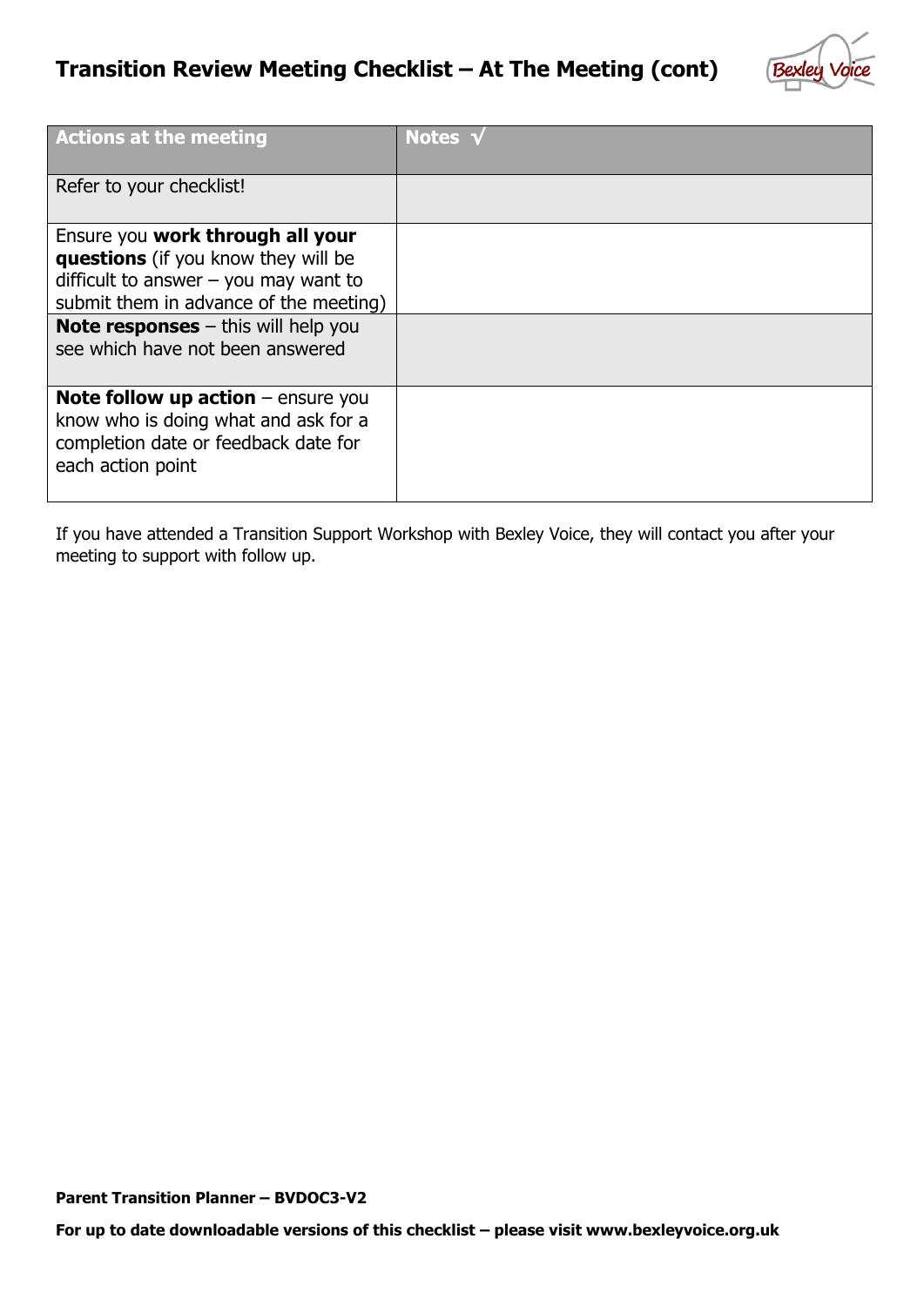# Transition Review Meeting Checklist – At The Meeting (cont)

| Actions at the meeting | Notes √ |
| --- | --- |
| Refer to your checklist! | |
| Ensure you **work through all your questions** (if you know they will be difficult to answer – you may want to submit them in advance of the meeting) | |
| **Note responses** – this will help you see which have not been answered | |
| **Note follow up action** – ensure you know who is doing what and ask for a completion date or feedback date for each action point | |

If you have attended a Transition Support Workshop with Bexley Voice, they will contact you after your meeting to support with follow up.

**Parent Transition Planner – BVDOC3-V2**

**For up to date downloadable versions of this checklist – please visit www.bexleyvoice.org.uk**